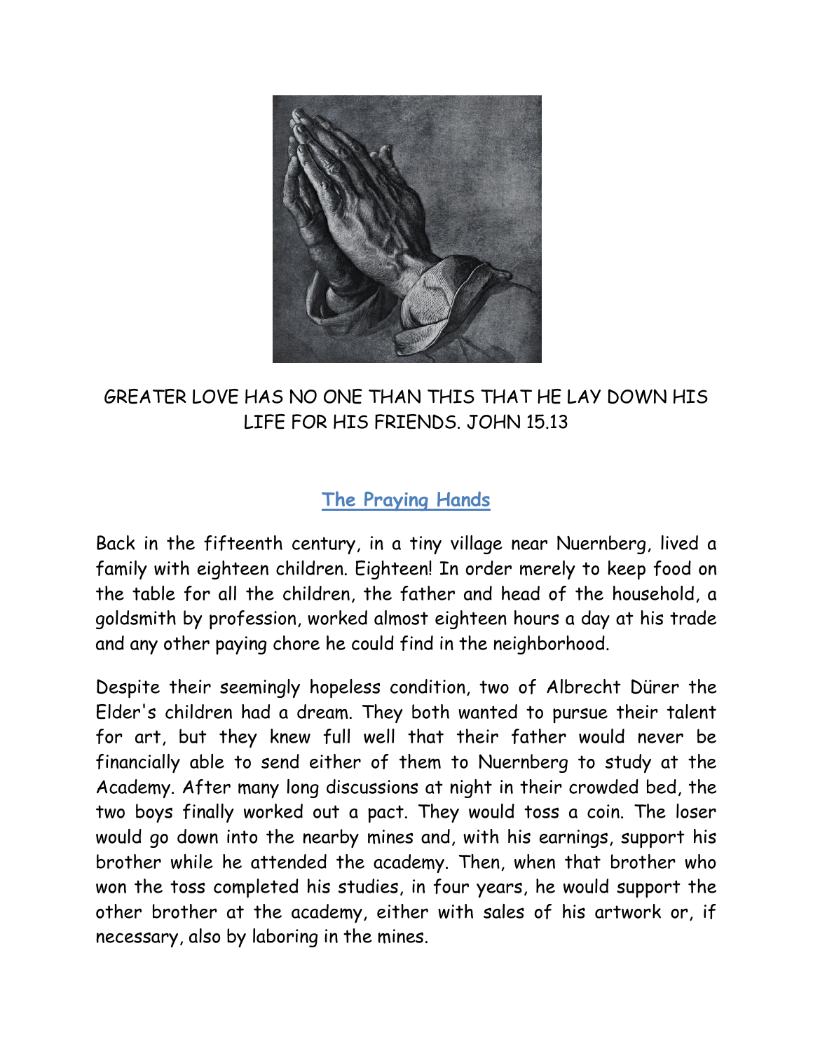GREATER LOVE HAS NO ONE THAN THIS THAT HE LAY DOWN HIS LIFE FOR HIS FRIENDS. JOHN 15.13

## The Praying Hands

Back in the fifteenth century, in a tiny village near Nuernberg, lived a family with eighteen children. Eighteen! In order merely to keep food on the table for all the children, the father and head of the household, a goldsmith by profession, worked almost eighteen hours a day at his trade and any other paying chore he could find in the neighborhood.

Despite their seemingly hopeless condition, two of Albrecht Dürer the Elder's children had a dream. They both wanted to pursue their talent for art, but they knew full well that their father would never be financially able to send either of them to Nuernberg to study at the Academy. After many long discussions at night in their crowded bed, the two boys finally worked out a pact. They would toss a coin. The loser would go down into the nearby mines and, with his earnings, support his brother while he attended the academy. Then, when that brother who won the toss completed his studies, in four years, he would support the other brother at the academy, either with sales of his artwork or, if necessary, also by laboring in the mines.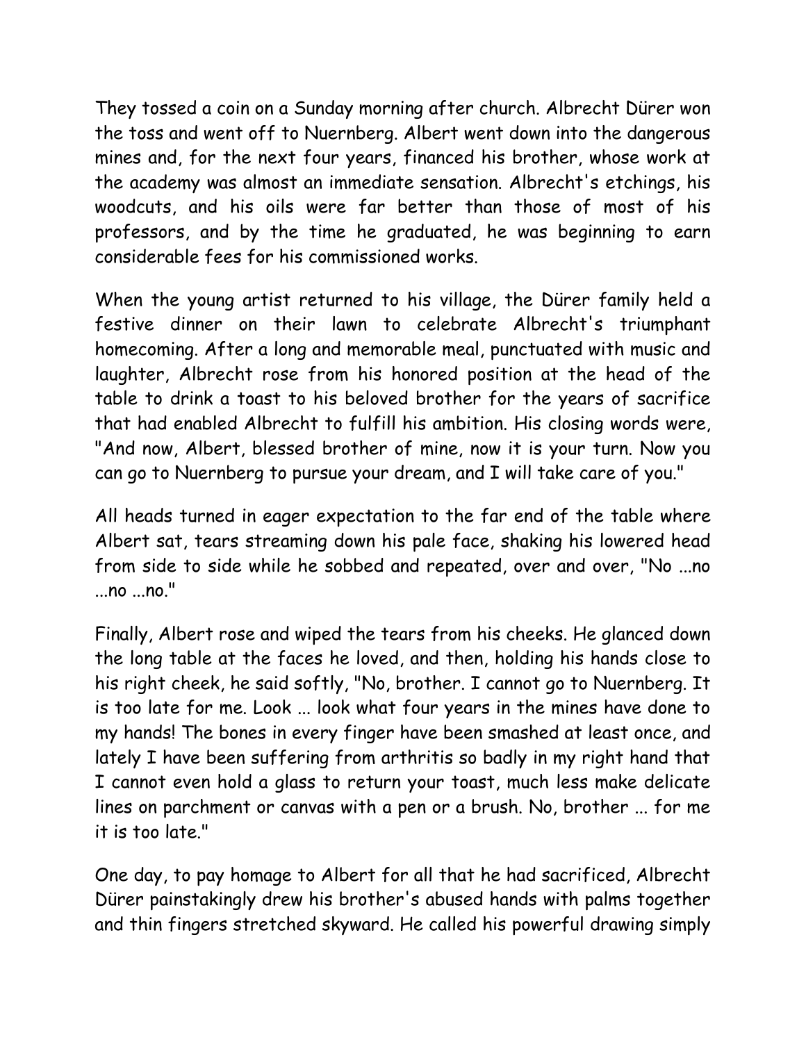They tossed a coin on a Sunday morning after church. Albrecht Dürer won the toss and went off to Nuernberg. Albert went down into the dangerous mines and, for the next four years, financed his brother, whose work at the academy was almost an immediate sensation. Albrecht's etchings, his woodcuts, and his oils were far better than those of most of his professors, and by the time he graduated, he was beginning to earn considerable fees for his commissioned works.

When the young artist returned to his village, the Dürer family held a festive dinner on their lawn to celebrate Albrecht's triumphant homecoming. After a long and memorable meal, punctuated with music and laughter, Albrecht rose from his honored position at the head of the table to drink a toast to his beloved brother for the years of sacrifice that had enabled Albrecht to fulfill his ambition. His closing words were, "And now, Albert, blessed brother of mine, now it is your turn. Now you can go to Nuernberg to pursue your dream, and I will take care of you."

All heads turned in eager expectation to the far end of the table where Albert sat, tears streaming down his pale face, shaking his lowered head from side to side while he sobbed and repeated, over and over, "No ...no ...no ...no."

Finally, Albert rose and wiped the tears from his cheeks. He glanced down the long table at the faces he loved, and then, holding his hands close to his right cheek, he said softly, "No, brother. I cannot go to Nuernberg. It is too late for me. Look ... look what four years in the mines have done to my hands! The bones in every finger have been smashed at least once, and lately I have been suffering from arthritis so badly in my right hand that I cannot even hold a glass to return your toast, much less make delicate lines on parchment or canvas with a pen or a brush. No, brother ... for me it is too late."

One day, to pay homage to Albert for all that he had sacrificed, Albrecht Dürer painstakingly drew his brother's abused hands with palms together and thin fingers stretched skyward. He called his powerful drawing simply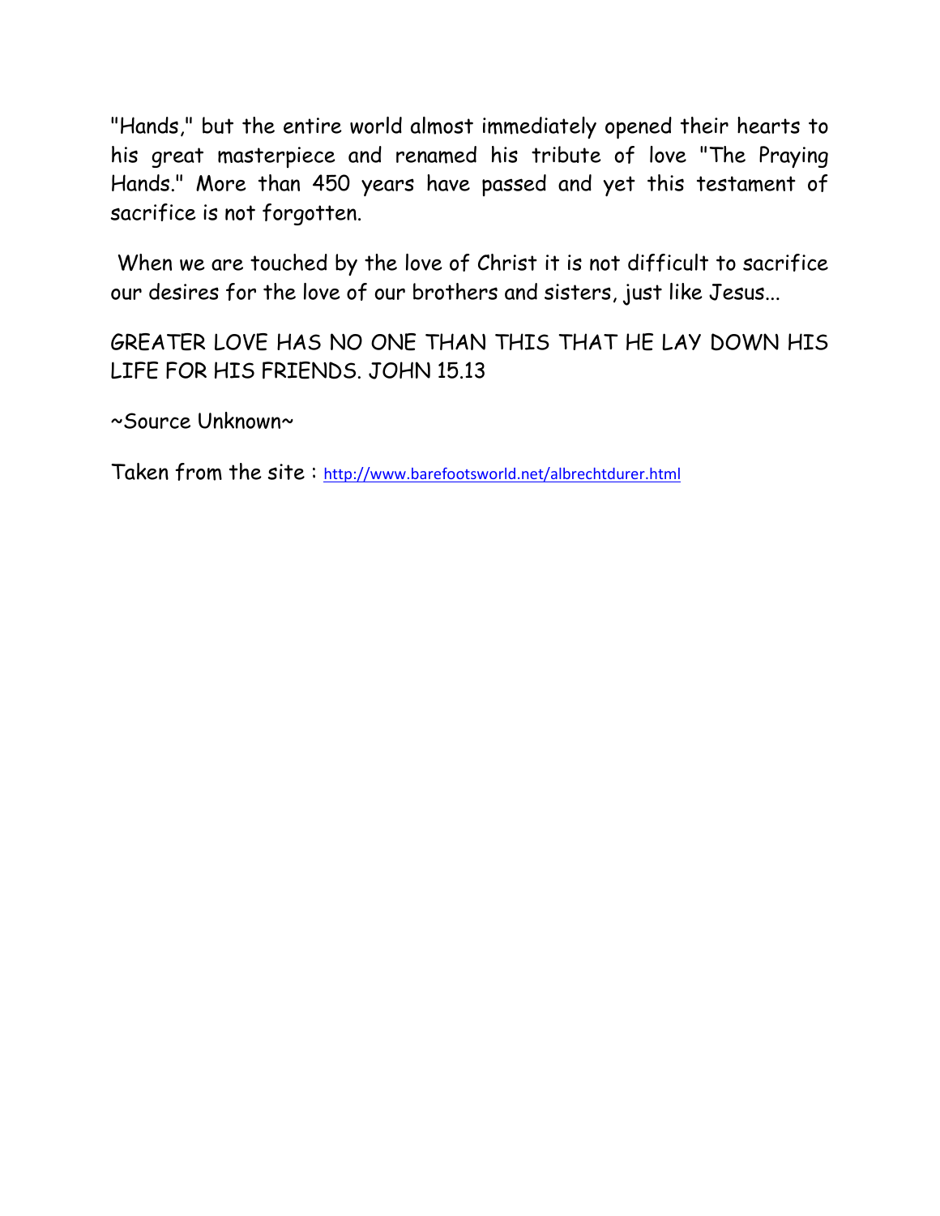"Hands," but the entire world almost immediately opened their hearts to his great masterpiece and renamed his tribute of love "The Praying Hands." More than 450 years have passed and yet this testament of sacrifice is not forgotten.

When we are touched by the love of Christ it is not difficult to sacrifice our desires for the love of our brothers and sisters, just like Jesus...

GREATER LOVE HAS NO ONE THAN THIS THAT HE LAY DOWN HIS LIFE FOR HIS FRIENDS. JOHN 15.13

~Source Unknown~

Taken from the site : http://www.barefootsworld.net/albrechtdurer.html